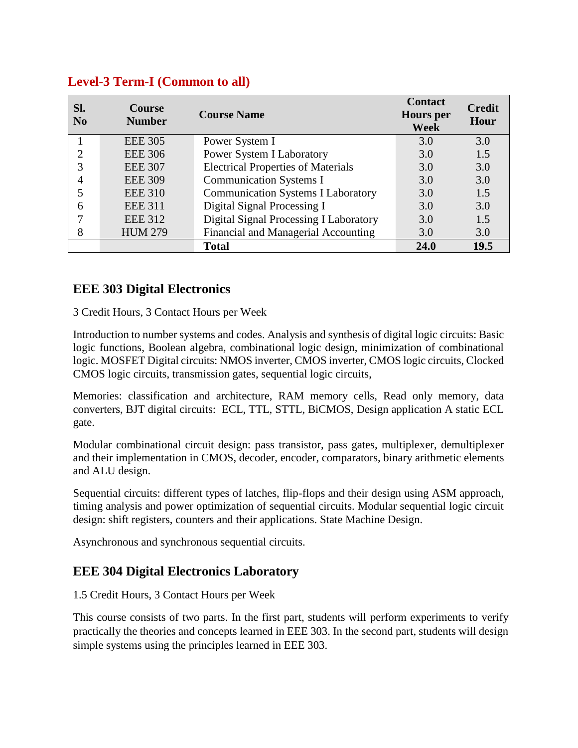## Level-3 Term-I (Common to all)

| Sl. No | Course Number | Course Name | Contact Hours per Week | Credit Hour |
|---|---|---|---|---|
| 1 | EEE 305 | Power System I | 3.0 | 3.0 |
| 2 | EEE 306 | Power System I Laboratory | 3.0 | 1.5 |
| 3 | EEE 307 | Electrical Properties of Materials | 3.0 | 3.0 |
| 4 | EEE 309 | Communication Systems I | 3.0 | 3.0 |
| 5 | EEE 310 | Communication Systems I Laboratory | 3.0 | 1.5 |
| 6 | EEE 311 | Digital Signal Processing I | 3.0 | 3.0 |
| 7 | EEE 312 | Digital Signal Processing I Laboratory | 3.0 | 1.5 |
| 8 | HUM 279 | Financial and Managerial Accounting | 3.0 | 3.0 |
| | | **Total** | **24.0** | **19.5** |

### EEE 303 Digital Electronics

3 Credit Hours, 3 Contact Hours per Week

Introduction to number systems and codes. Analysis and synthesis of digital logic circuits: Basic logic functions, Boolean algebra, combinational logic design, minimization of combinational logic. MOSFET Digital circuits: NMOS inverter, CMOS inverter, CMOS logic circuits, Clocked CMOS logic circuits, transmission gates, sequential logic circuits,

Memories: classification and architecture, RAM memory cells, Read only memory, data converters, BJT digital circuits: ECL, TTL, STTL, BiCMOS, Design application A static ECL gate.

Modular combinational circuit design: pass transistor, pass gates, multiplexer, demultiplexer and their implementation in CMOS, decoder, encoder, comparators, binary arithmetic elements and ALU design.

Sequential circuits: different types of latches, flip-flops and their design using ASM approach, timing analysis and power optimization of sequential circuits. Modular sequential logic circuit design: shift registers, counters and their applications. State Machine Design.

Asynchronous and synchronous sequential circuits.

### EEE 304 Digital Electronics Laboratory

1.5 Credit Hours, 3 Contact Hours per Week

This course consists of two parts. In the first part, students will perform experiments to verify practically the theories and concepts learned in EEE 303. In the second part, students will design simple systems using the principles learned in EEE 303.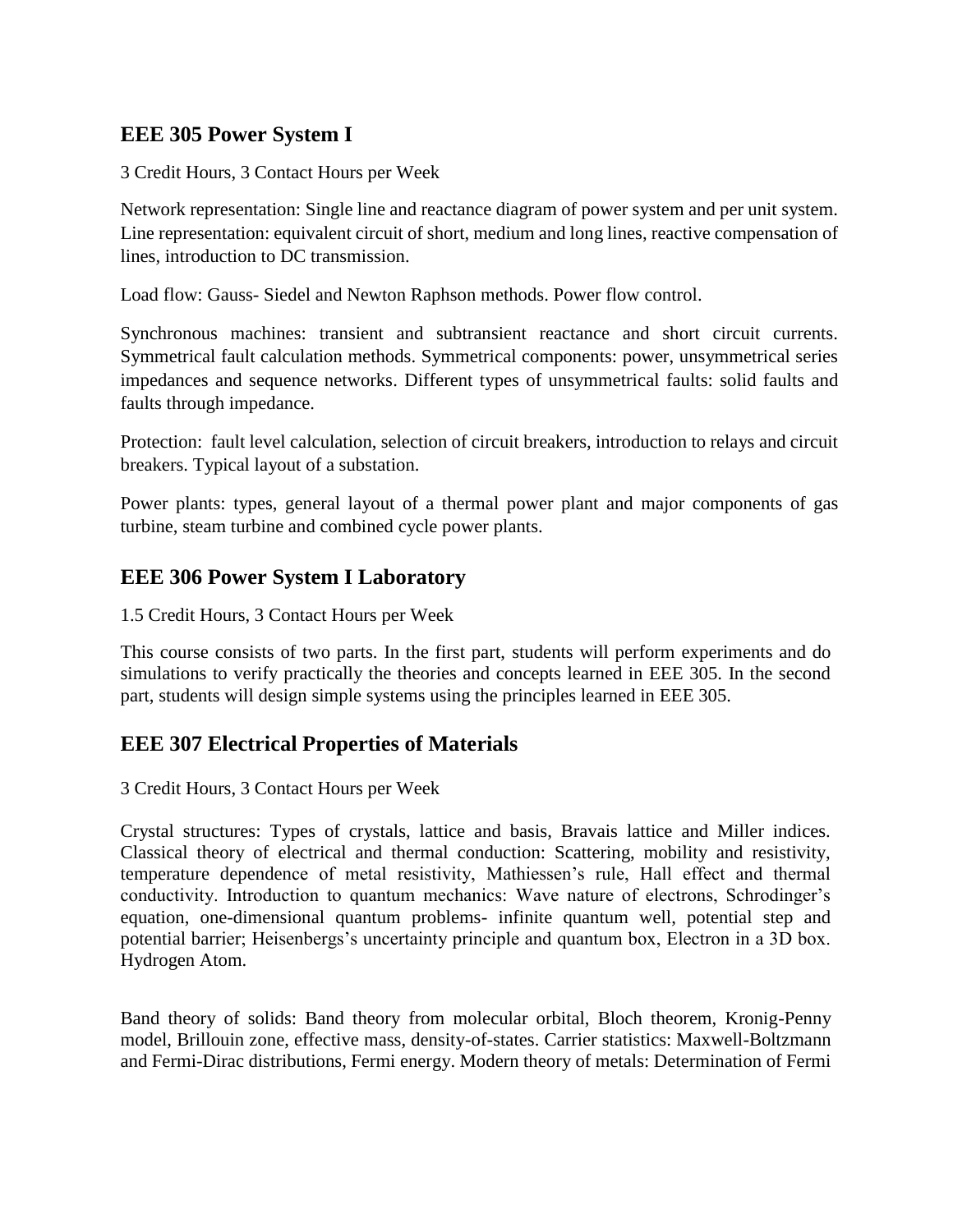## EEE 305 Power System I

3 Credit Hours, 3 Contact Hours per Week

Network representation: Single line and reactance diagram of power system and per unit system. Line representation: equivalent circuit of short, medium and long lines, reactive compensation of lines, introduction to DC transmission.

Load flow: Gauss- Siedel and Newton Raphson methods. Power flow control.

Synchronous machines: transient and subtransient reactance and short circuit currents. Symmetrical fault calculation methods. Symmetrical components: power, unsymmetrical series impedances and sequence networks. Different types of unsymmetrical faults: solid faults and faults through impedance.

Protection: fault level calculation, selection of circuit breakers, introduction to relays and circuit breakers. Typical layout of a substation.

Power plants: types, general layout of a thermal power plant and major components of gas turbine, steam turbine and combined cycle power plants.

## EEE 306 Power System I Laboratory

1.5 Credit Hours, 3 Contact Hours per Week

This course consists of two parts. In the first part, students will perform experiments and do simulations to verify practically the theories and concepts learned in EEE 305. In the second part, students will design simple systems using the principles learned in EEE 305.

## EEE 307 Electrical Properties of Materials

3 Credit Hours, 3 Contact Hours per Week

Crystal structures: Types of crystals, lattice and basis, Bravais lattice and Miller indices. Classical theory of electrical and thermal conduction: Scattering, mobility and resistivity, temperature dependence of metal resistivity, Mathiessen's rule, Hall effect and thermal conductivity. Introduction to quantum mechanics: Wave nature of electrons, Schrodinger's equation, one-dimensional quantum problems- infinite quantum well, potential step and potential barrier; Heisenbergs's uncertainty principle and quantum box, Electron in a 3D box. Hydrogen Atom.

Band theory of solids: Band theory from molecular orbital, Bloch theorem, Kronig-Penny model, Brillouin zone, effective mass, density-of-states. Carrier statistics: Maxwell-Boltzmann and Fermi-Dirac distributions, Fermi energy. Modern theory of metals: Determination of Fermi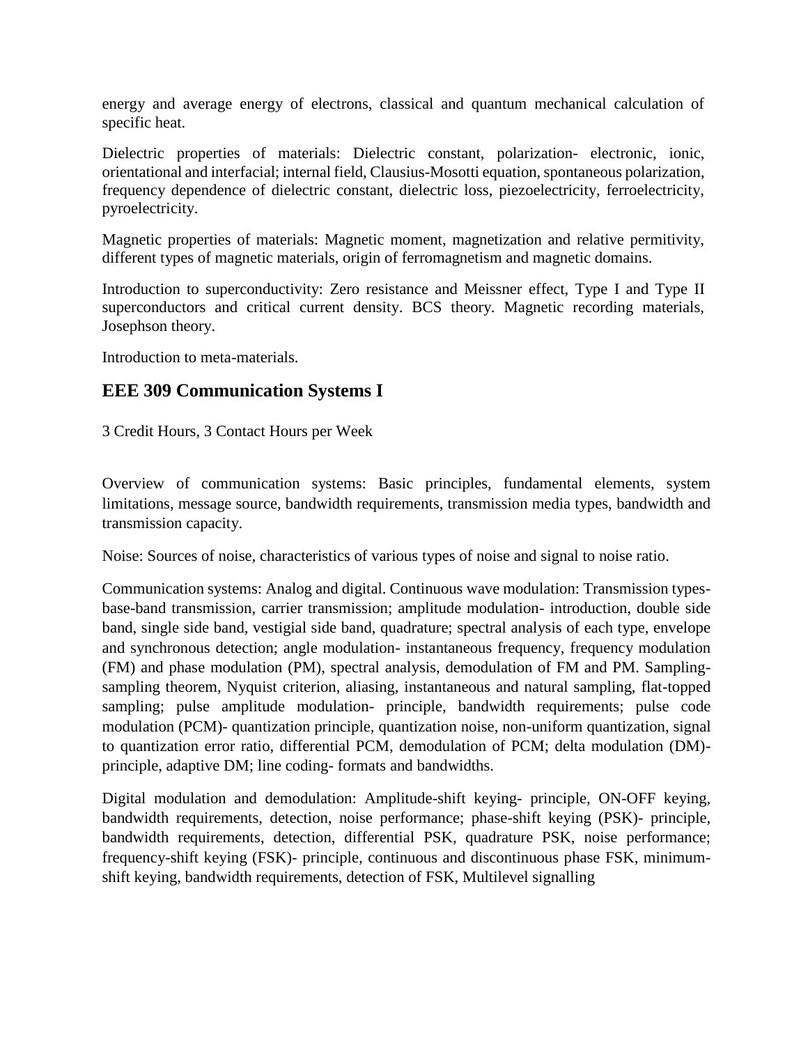energy and average energy of electrons, classical and quantum mechanical calculation of specific heat.

Dielectric properties of materials: Dielectric constant, polarization- electronic, ionic, orientational and interfacial; internal field, Clausius-Mosotti equation, spontaneous polarization, frequency dependence of dielectric constant, dielectric loss, piezoelectricity, ferroelectricity, pyroelectricity.

Magnetic properties of materials: Magnetic moment, magnetization and relative permitivity, different types of magnetic materials, origin of ferromagnetism and magnetic domains.

Introduction to superconductivity: Zero resistance and Meissner effect, Type I and Type II superconductors and critical current density. BCS theory. Magnetic recording materials, Josephson theory.

Introduction to meta-materials.

## EEE 309 Communication Systems I

3 Credit Hours, 3 Contact Hours per Week

Overview of communication systems: Basic principles, fundamental elements, system limitations, message source, bandwidth requirements, transmission media types, bandwidth and transmission capacity.

Noise: Sources of noise, characteristics of various types of noise and signal to noise ratio.

Communication systems: Analog and digital. Continuous wave modulation: Transmission types-base-band transmission, carrier transmission; amplitude modulation- introduction, double side band, single side band, vestigial side band, quadrature; spectral analysis of each type, envelope and synchronous detection; angle modulation- instantaneous frequency, frequency modulation (FM) and phase modulation (PM), spectral analysis, demodulation of FM and PM. Sampling-sampling theorem, Nyquist criterion, aliasing, instantaneous and natural sampling, flat-topped sampling; pulse amplitude modulation- principle, bandwidth requirements; pulse code modulation (PCM)- quantization principle, quantization noise, non-uniform quantization, signal to quantization error ratio, differential PCM, demodulation of PCM; delta modulation (DM)-principle, adaptive DM; line coding- formats and bandwidths.

Digital modulation and demodulation: Amplitude-shift keying- principle, ON-OFF keying, bandwidth requirements, detection, noise performance; phase-shift keying (PSK)- principle, bandwidth requirements, detection, differential PSK, quadrature PSK, noise performance; frequency-shift keying (FSK)- principle, continuous and discontinuous phase FSK, minimum-shift keying, bandwidth requirements, detection of FSK, Multilevel signalling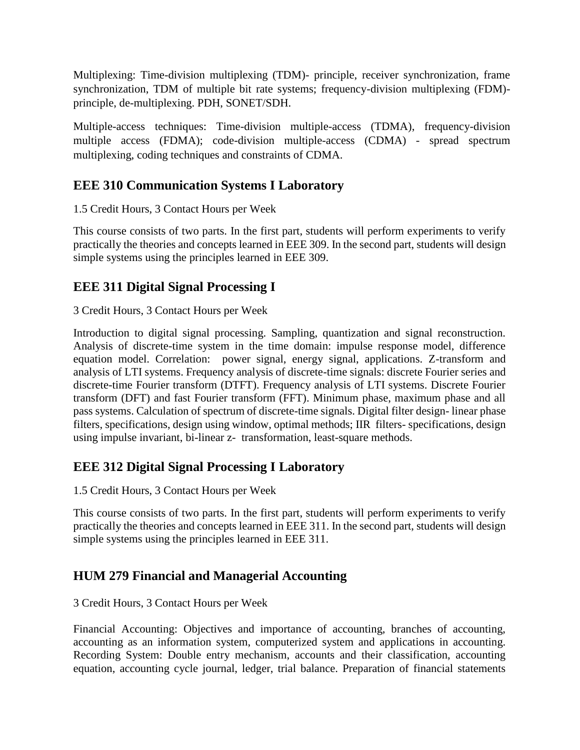Multiplexing: Time-division multiplexing (TDM)- principle, receiver synchronization, frame synchronization, TDM of multiple bit rate systems; frequency-division multiplexing (FDM)- principle, de-multiplexing. PDH, SONET/SDH.

Multiple-access techniques: Time-division multiple-access (TDMA), frequency-division multiple access (FDMA); code-division multiple-access (CDMA) - spread spectrum multiplexing, coding techniques and constraints of CDMA.

## EEE 310 Communication Systems I Laboratory

1.5 Credit Hours, 3 Contact Hours per Week

This course consists of two parts. In the first part, students will perform experiments to verify practically the theories and concepts learned in EEE 309. In the second part, students will design simple systems using the principles learned in EEE 309.

## EEE 311 Digital Signal Processing I

3 Credit Hours, 3 Contact Hours per Week

Introduction to digital signal processing. Sampling, quantization and signal reconstruction. Analysis of discrete-time system in the time domain: impulse response model, difference equation model. Correlation: power signal, energy signal, applications. Z-transform and analysis of LTI systems. Frequency analysis of discrete-time signals: discrete Fourier series and discrete-time Fourier transform (DTFT). Frequency analysis of LTI systems. Discrete Fourier transform (DFT) and fast Fourier transform (FFT). Minimum phase, maximum phase and all pass systems. Calculation of spectrum of discrete-time signals. Digital filter design- linear phase filters, specifications, design using window, optimal methods; IIR filters- specifications, design using impulse invariant, bi-linear z- transformation, least-square methods.

## EEE 312 Digital Signal Processing I Laboratory

1.5 Credit Hours, 3 Contact Hours per Week

This course consists of two parts. In the first part, students will perform experiments to verify practically the theories and concepts learned in EEE 311. In the second part, students will design simple systems using the principles learned in EEE 311.

## HUM 279 Financial and Managerial Accounting

3 Credit Hours, 3 Contact Hours per Week

Financial Accounting: Objectives and importance of accounting, branches of accounting, accounting as an information system, computerized system and applications in accounting. Recording System: Double entry mechanism, accounts and their classification, accounting equation, accounting cycle journal, ledger, trial balance. Preparation of financial statements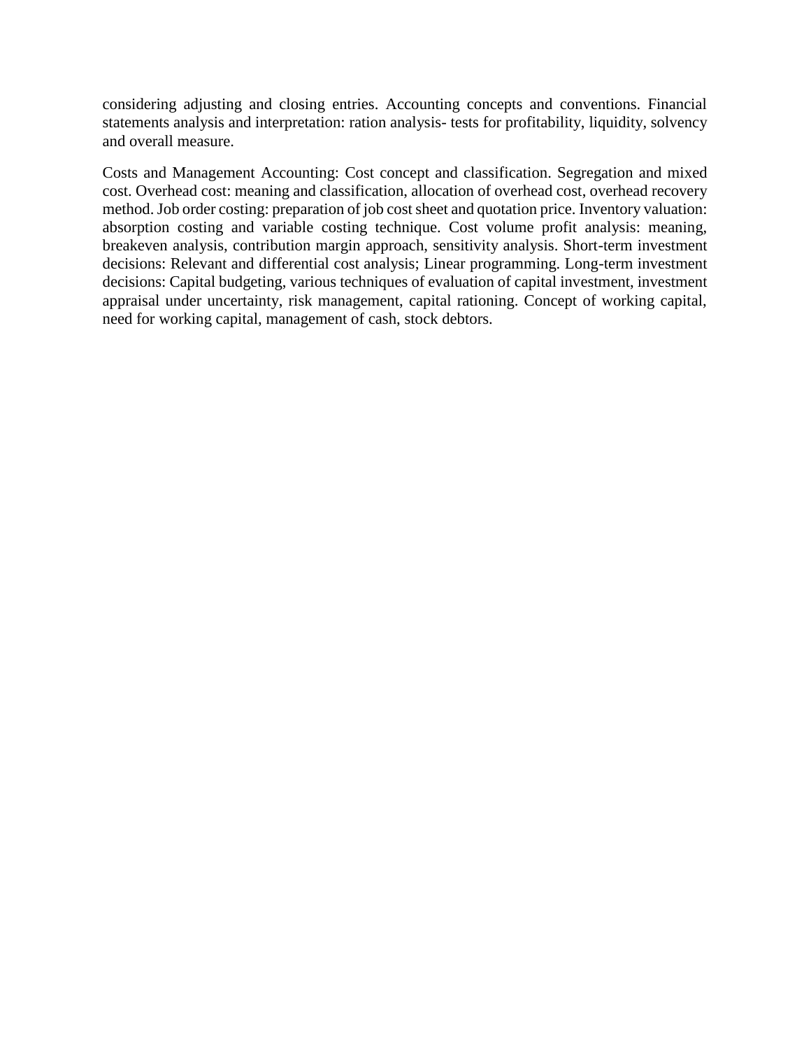considering adjusting and closing entries. Accounting concepts and conventions. Financial statements analysis and interpretation: ration analysis- tests for profitability, liquidity, solvency and overall measure.

Costs and Management Accounting: Cost concept and classification. Segregation and mixed cost. Overhead cost: meaning and classification, allocation of overhead cost, overhead recovery method. Job order costing: preparation of job cost sheet and quotation price. Inventory valuation: absorption costing and variable costing technique. Cost volume profit analysis: meaning, breakeven analysis, contribution margin approach, sensitivity analysis. Short-term investment decisions: Relevant and differential cost analysis; Linear programming. Long-term investment decisions: Capital budgeting, various techniques of evaluation of capital investment, investment appraisal under uncertainty, risk management, capital rationing. Concept of working capital, need for working capital, management of cash, stock debtors.